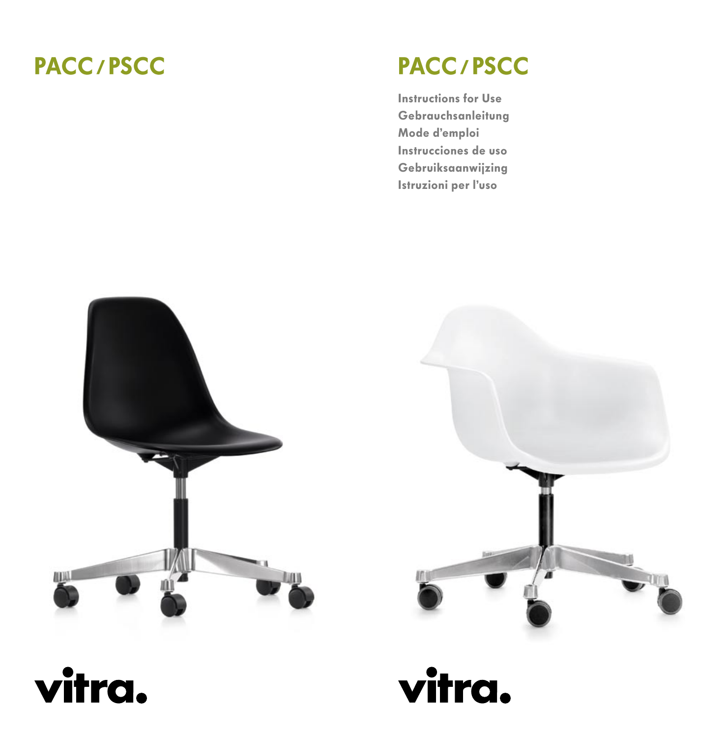# PACC / PSCC

# PACC / PSCC

**Instructions for Use**
**Gebrauchsanleitung**
**Mode d'emploi**
**Instrucciones de uso**
**Gebruiksaanwijzing**
**Istruzioni per l'uso**

vitra.

vitra.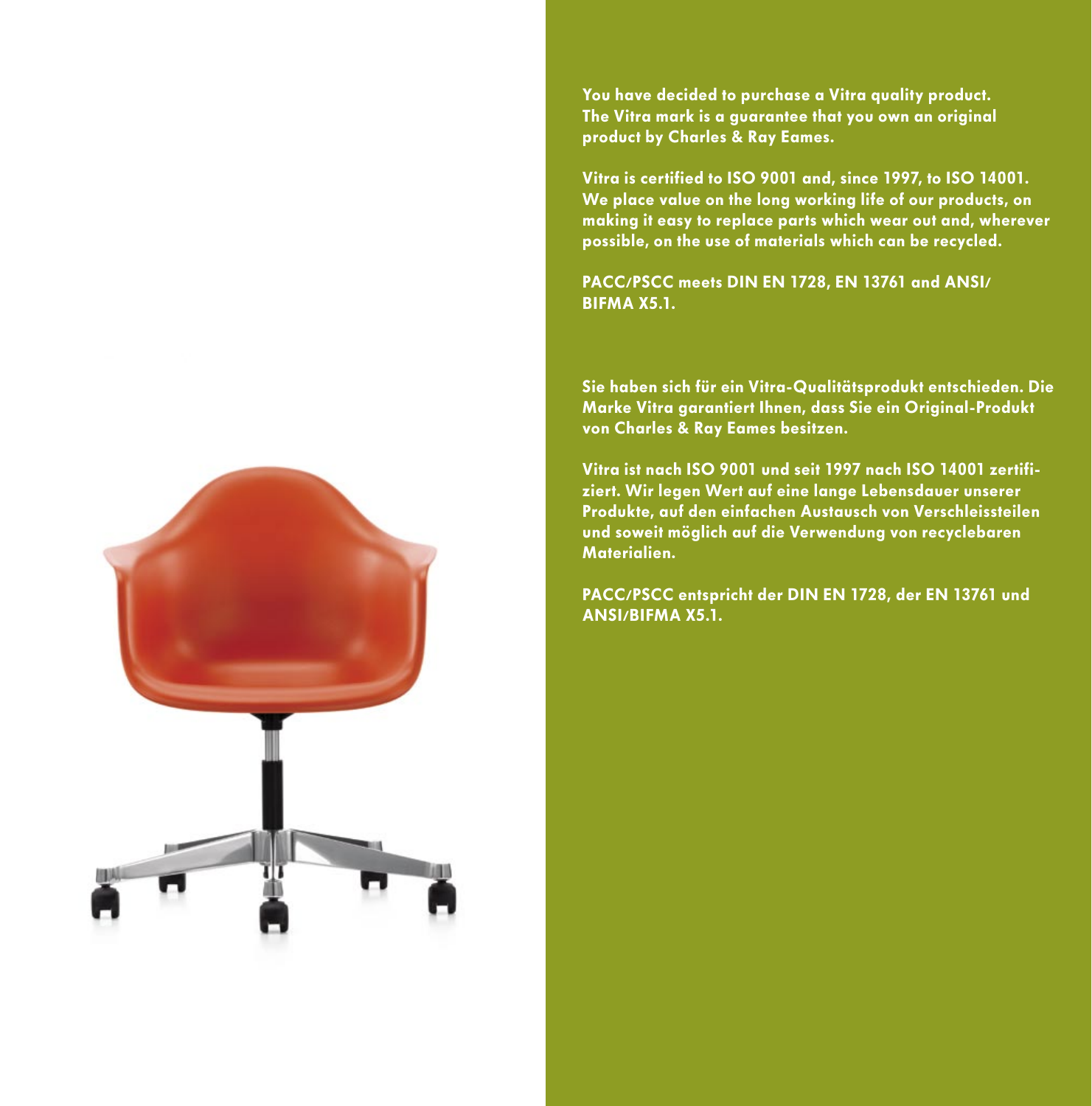**You have decided to purchase a Vitra quality product. The Vitra mark is a guarantee that you own an original product by Charles & Ray Eames.**

**Vitra is certified to ISO 9001 and, since 1997, to ISO 14001. We place value on the long working life of our products, on making it easy to replace parts which wear out and, wherever possible, on the use of materials which can be recycled.**

**PACC/PSCC meets DIN EN 1728, EN 13761 and ANSI/BIFMA X5.1.**

**Sie haben sich für ein Vitra-Qualitätsprodukt entschieden. Die Marke Vitra garantiert Ihnen, dass Sie ein Original-Produkt von Charles & Ray Eames besitzen.**

**Vitra ist nach ISO 9001 und seit 1997 nach ISO 14001 zertifiziert. Wir legen Wert auf eine lange Lebensdauer unserer Produkte, auf den einfachen Austausch von Verschleissteilen und soweit möglich auf die Verwendung von recyclebaren Materialien.**

**PACC/PSCC entspricht der DIN EN 1728, der EN 13761 und ANSI/BIFMA X5.1.**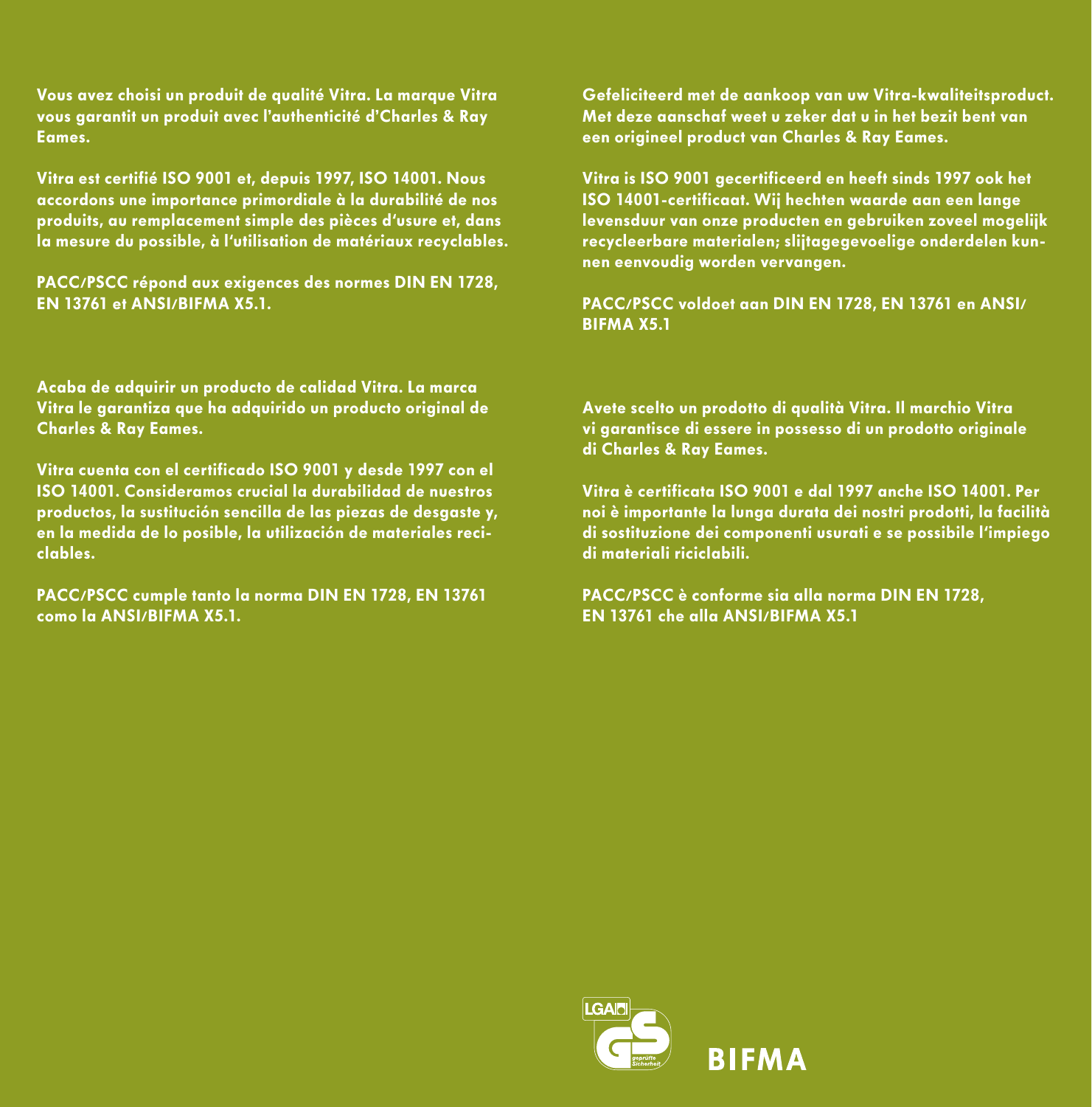**Vous avez choisi un produit de qualité Vitra. La marque Vitra vous garantit un produit avec l'authenticité d'Charles & Ray Eames.**

**Vitra est certifié ISO 9001 et, depuis 1997, ISO 14001. Nous accordons une importance primordiale à la durabilité de nos produits, au remplacement simple des pièces d'usure et, dans la mesure du possible, à l'utilisation de matériaux recyclables.**

**PACC/PSCC répond aux exigences des normes DIN EN 1728, EN 13761 et ANSI/BIFMA X5.1.**

**Acaba de adquirir un producto de calidad Vitra. La marca Vitra le garantiza que ha adquirido un producto original de Charles & Ray Eames.**

**Vitra cuenta con el certificado ISO 9001 y desde 1997 con el ISO 14001. Consideramos crucial la durabilidad de nuestros productos, la sustitución sencilla de las piezas de desgaste y, en la medida de lo posible, la utilización de materiales reciclables.**

**PACC/PSCC cumple tanto la norma DIN EN 1728, EN 13761 como la ANSI/BIFMA X5.1.**

**Gefeliciteerd met de aankoop van uw Vitra-kwaliteitsproduct. Met deze aanschaf weet u zeker dat u in het bezit bent van een origineel product van Charles & Ray Eames.**

**Vitra is ISO 9001 gecertificeerd en heeft sinds 1997 ook het ISO 14001-certificaat. Wij hechten waarde aan een lange levensduur van onze producten en gebruiken zoveel mogelijk recycleerbare materialen; slijtagegevoelige onderdelen kunnen eenvoudig worden vervangen.**

**PACC/PSCC voldoet aan DIN EN 1728, EN 13761 en ANSI/BIFMA X5.1**

**Avete scelto un prodotto di qualità Vitra. Il marchio Vitra vi garantisce di essere in possesso di un prodotto originale di Charles & Ray Eames.**

**Vitra è certificata ISO 9001 e dal 1997 anche ISO 14001. Per noi è importante la lunga durata dei nostri prodotti, la facilità di sostituzione dei componenti usurati e se possibile l'impiego di materiali riciclabili.**

**PACC/PSCC è conforme sia alla norma DIN EN 1728, EN 13761 che alla ANSI/BIFMA X5.1**

LGA GS geprüfte Sicherheit

**BIFMA**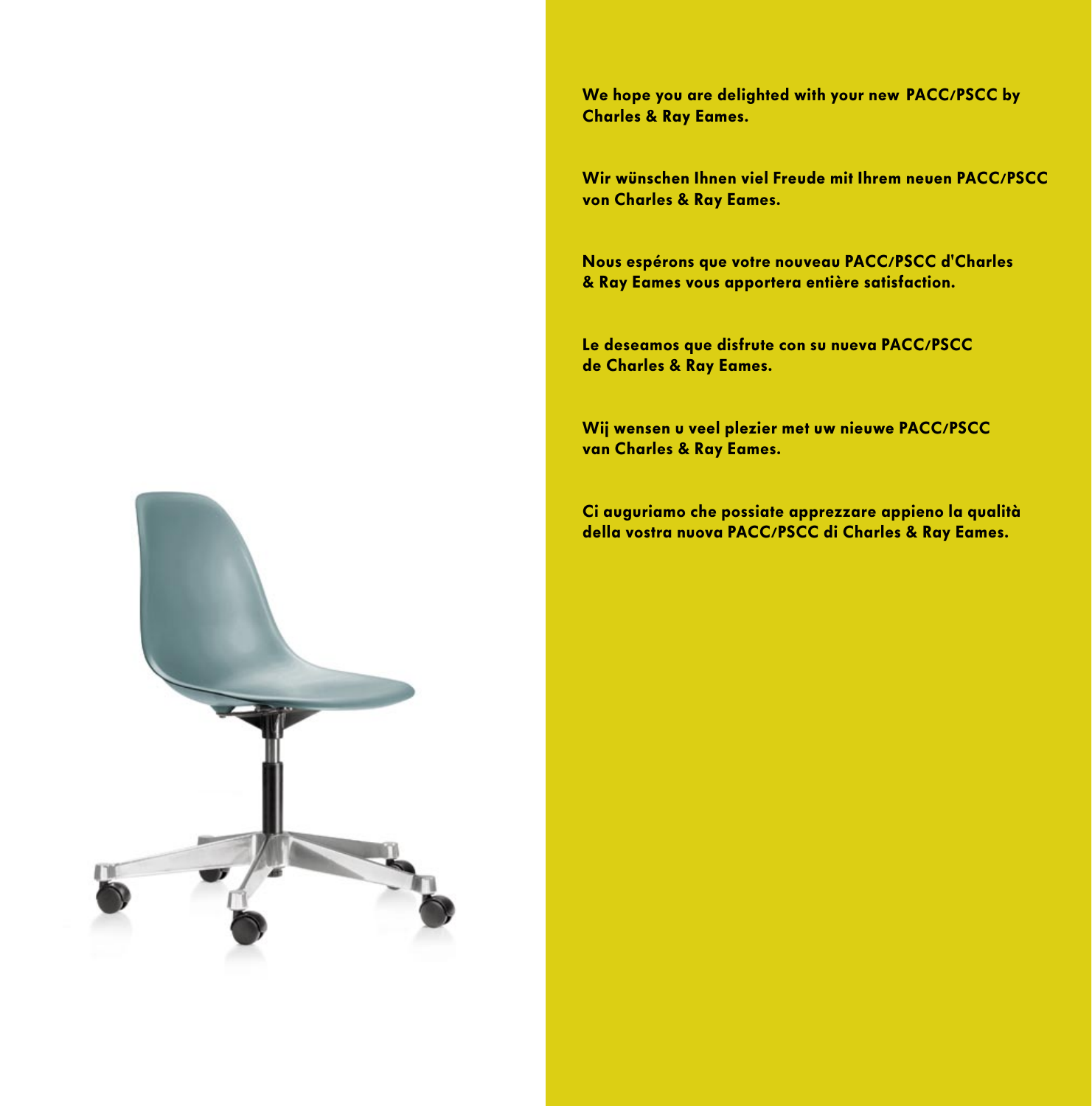**We hope you are delighted with your new PACC/PSCC by Charles & Ray Eames.**

**Wir wünschen Ihnen viel Freude mit Ihrem neuen PACC/PSCC von Charles & Ray Eames.**

**Nous espérons que votre nouveau PACC/PSCC d'Charles & Ray Eames vous apportera entière satisfaction.**

**Le deseamos que disfrute con su nueva PACC/PSCC de Charles & Ray Eames.**

**Wij wensen u veel plezier met uw nieuwe PACC/PSCC van Charles & Ray Eames.**

**Ci auguriamo che possiate apprezzare appieno la qualità della vostra nuova PACC/PSCC di Charles & Ray Eames.**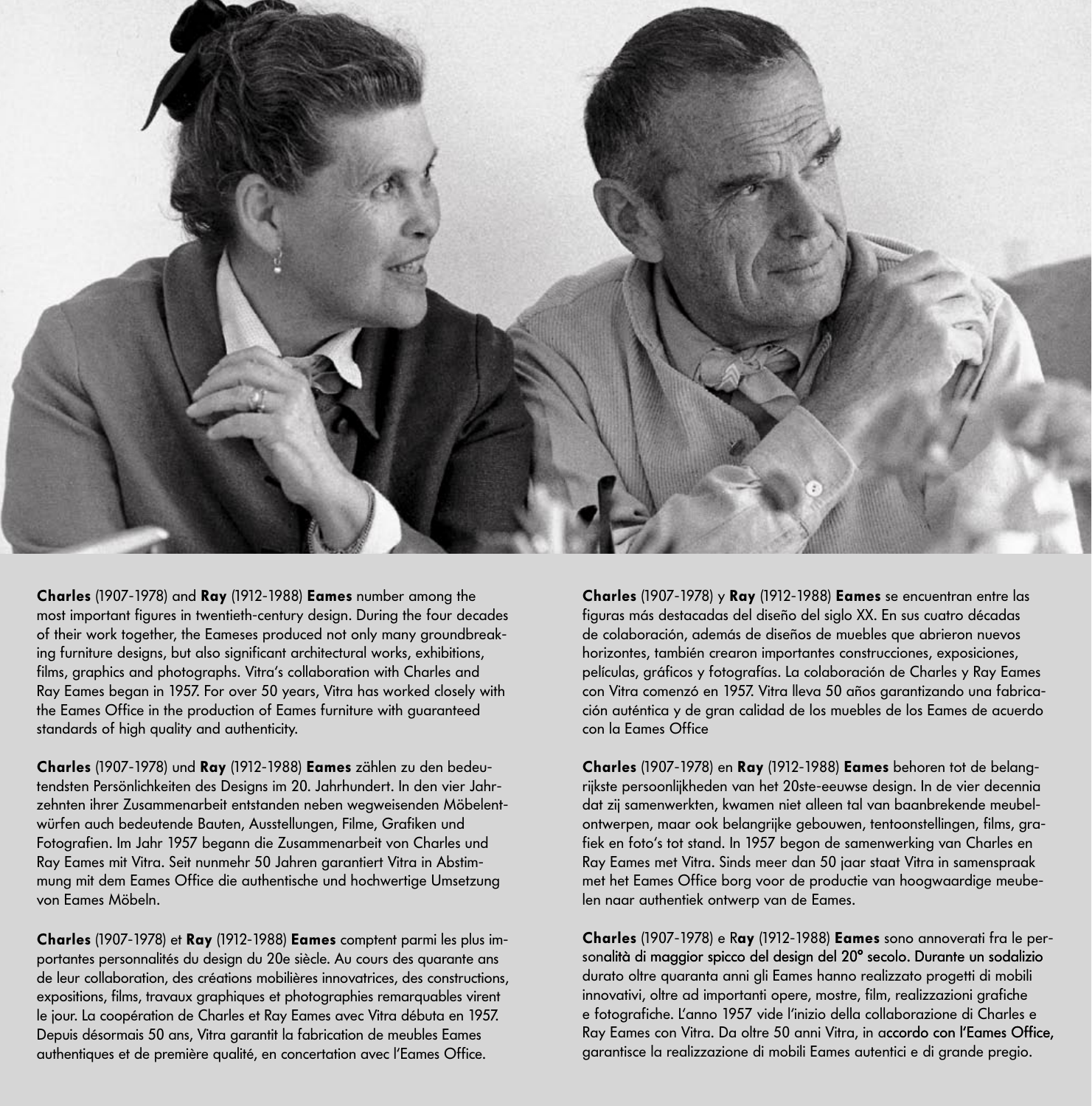**Charles** (1907-1978) and **Ray** (1912-1988) **Eames** number among the most important figures in twentieth-century design. During the four decades of their work together, the Eameses produced not only many groundbreaking furniture designs, but also significant architectural works, exhibitions, films, graphics and photographs. Vitra's collaboration with Charles and Ray Eames began in 1957. For over 50 years, Vitra has worked closely with the Eames Office in the production of Eames furniture with guaranteed standards of high quality and authenticity.

**Charles** (1907-1978) und **Ray** (1912-1988) **Eames** zählen zu den bedeutendsten Persönlichkeiten des Designs im 20. Jahrhundert. In den vier Jahrzehnten ihrer Zusammenarbeit entstanden neben wegweisenden Möbelentwürfen auch bedeutende Bauten, Ausstellungen, Filme, Grafiken und Fotografien. Im Jahr 1957 begann die Zusammenarbeit von Charles und Ray Eames mit Vitra. Seit nunmehr 50 Jahren garantiert Vitra in Abstimmung mit dem Eames Office die authentische und hochwertige Umsetzung von Eames Möbeln.

**Charles** (1907-1978) et **Ray** (1912-1988) **Eames** comptent parmi les plus importantes personnalités du design du 20e siècle. Au cours des quarante ans de leur collaboration, des créations mobilières innovatrices, des constructions, expositions, films, travaux graphiques et photographies remarquables virent le jour. La coopération de Charles et Ray Eames avec Vitra débuta en 1957. Depuis désormais 50 ans, Vitra garantit la fabrication de meubles Eames authentiques et de première qualité, en concertation avec l'Eames Office.

**Charles** (1907-1978) y **Ray** (1912-1988) **Eames** se encuentran entre las figuras más destacadas del diseño del siglo XX. En sus cuatro décadas de colaboración, además de diseños de muebles que abrieron nuevos horizontes, también crearon importantes construcciones, exposiciones, películas, gráficos y fotografías. La colaboración de Charles y Ray Eames con Vitra comenzó en 1957. Vitra lleva 50 años garantizando una fabricación auténtica y de gran calidad de los muebles de los Eames de acuerdo con la Eames Office

**Charles** (1907-1978) en **Ray** (1912-1988) **Eames** behoren tot de belangrijkste persoonlijkheden van het 20ste-eeuwse design. In de vier decennia dat zij samenwerkten, kwamen niet alleen tal van baanbrekende meubelontwerpen, maar ook belangrijke gebouwen, tentoonstellingen, films, grafiek en foto's tot stand. In 1957 begon de samenwerking van Charles en Ray Eames met Vitra. Sinds meer dan 50 jaar staat Vitra in samenspraak met het Eames Office borg voor de productie van hoogwaardige meubelen naar authentiek ontwerp van de Eames.

**Charles** (1907-1978) e **Ray** (1912-1988) **Eames** sono annoverati fra le personalità di maggior spicco del design del 20° secolo. Durante un sodalizio durato oltre quaranta anni gli Eames hanno realizzato progetti di mobili innovativi, oltre ad importanti opere, mostre, film, realizzazioni grafiche e fotografiche. L'anno 1957 vide l'inizio della collaborazione di Charles e Ray Eames con Vitra. Da oltre 50 anni Vitra, in accordo con l'Eames Office, garantisce la realizzazione di mobili Eames autentici e di grande pregio.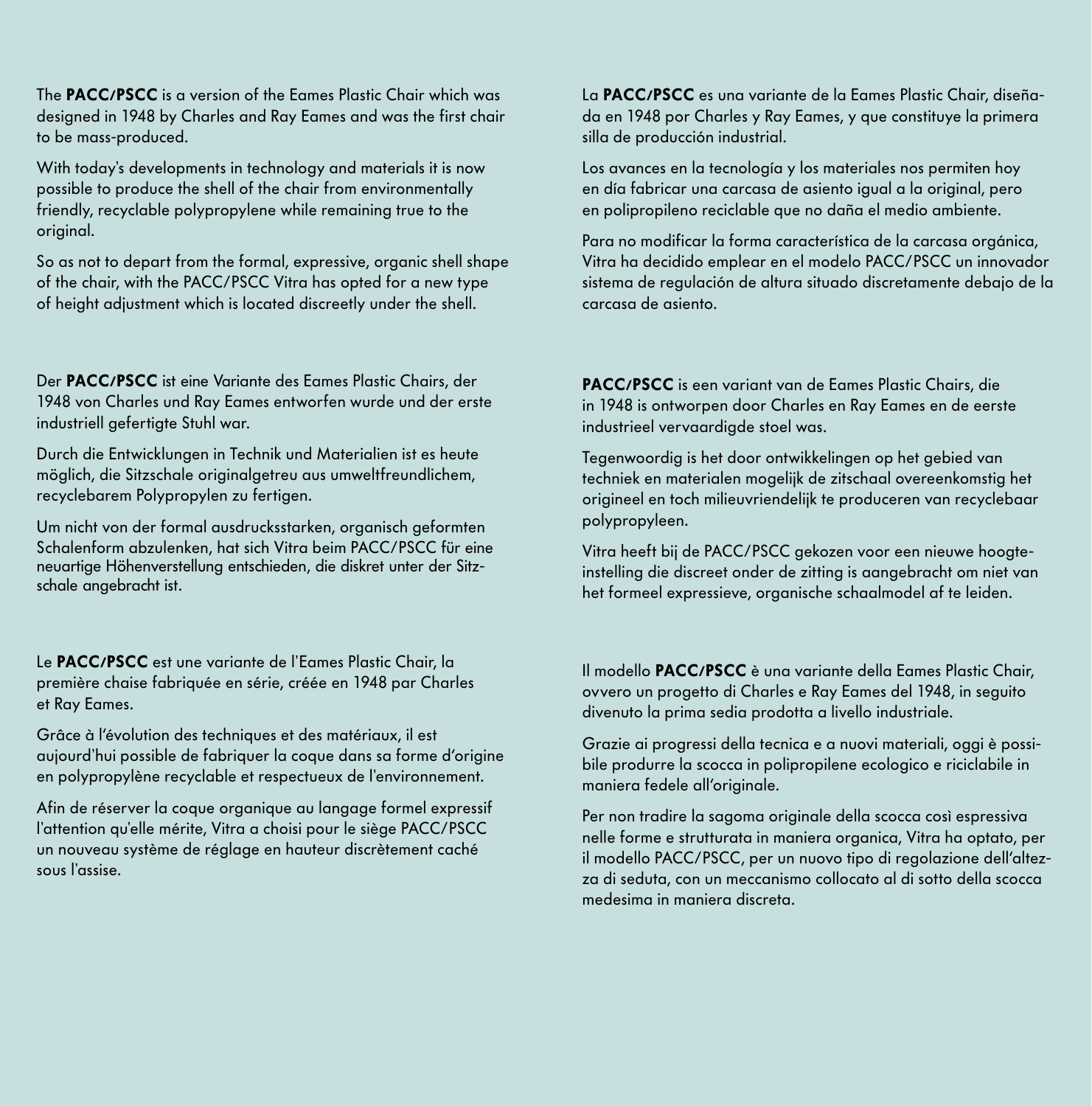The **PACC/PSCC** is a version of the Eames Plastic Chair which was designed in 1948 by Charles and Ray Eames and was the first chair to be mass-produced.

With today's developments in technology and materials it is now possible to produce the shell of the chair from environmentally friendly, recyclable polypropylene while remaining true to the original.

So as not to depart from the formal, expressive, organic shell shape of the chair, with the PACC/PSCC Vitra has opted for a new type of height adjustment which is located discreetly under the shell.

Der **PACC/PSCC** ist eine Variante des Eames Plastic Chairs, der 1948 von Charles und Ray Eames entworfen wurde und der erste industriell gefertigte Stuhl war.

Durch die Entwicklungen in Technik und Materialien ist es heute möglich, die Sitzschale originalgetreu aus umweltfreundlichem, recyclebarem Polypropylen zu fertigen.

Um nicht von der formal ausdrucksstarken, organisch geformten Schalenform abzulenken, hat sich Vitra beim PACC/PSCC für eine neuartige Höhenverstellung entschieden, die diskret unter der Sitzschale angebracht ist.

Le **PACC/PSCC** est une variante de l'Eames Plastic Chair, la première chaise fabriquée en série, créée en 1948 par Charles et Ray Eames.

Grâce à l'évolution des techniques et des matériaux, il est aujourd'hui possible de fabriquer la coque dans sa forme d'origine en polypropylène recyclable et respectueux de l'environnement.

Afin de réserver la coque organique au langage formel expressif l'attention qu'elle mérite, Vitra a choisi pour le siège PACC/PSCC un nouveau système de réglage en hauteur discrètement caché sous l'assise.

La **PACC/PSCC** es una variante de la Eames Plastic Chair, diseñada en 1948 por Charles y Ray Eames, y que constituye la primera silla de producción industrial.

Los avances en la tecnología y los materiales nos permiten hoy en día fabricar una carcasa de asiento igual a la original, pero en polipropileno reciclable que no daña el medio ambiente.

Para no modificar la forma característica de la carcasa orgánica, Vitra ha decidido emplear en el modelo PACC/PSCC un innovador sistema de regulación de altura situado discretamente debajo de la carcasa de asiento.

**PACC/PSCC** is een variant van de Eames Plastic Chairs, die in 1948 is ontworpen door Charles en Ray Eames en de eerste industrieel vervaardigde stoel was.

Tegenwoordig is het door ontwikkelingen op het gebied van techniek en materialen mogelijk de zitschaal overeenkomstig het origineel en toch milieuvriendelijk te produceren van recyclebaar polypropyleen.

Vitra heeft bij de PACC/PSCC gekozen voor een nieuwe hoogteinstelling die discreet onder de zitting is aangebracht om niet van het formeel expressieve, organische schaalmodel af te leiden.

Il modello **PACC/PSCC** è una variante della Eames Plastic Chair, ovvero un progetto di Charles e Ray Eames del 1948, in seguito divenuto la prima sedia prodotta a livello industriale.

Grazie ai progressi della tecnica e a nuovi materiali, oggi è possibile produrre la scocca in polipropilene ecologico e riciclabile in maniera fedele all'originale.

Per non tradire la sagoma originale della scocca così espressiva nelle forme e strutturata in maniera organica, Vitra ha optato, per il modello PACC/PSCC, per un nuovo tipo di regolazione dell'altezza di seduta, con un meccanismo collocato al di sotto della scocca medesima in maniera discreta.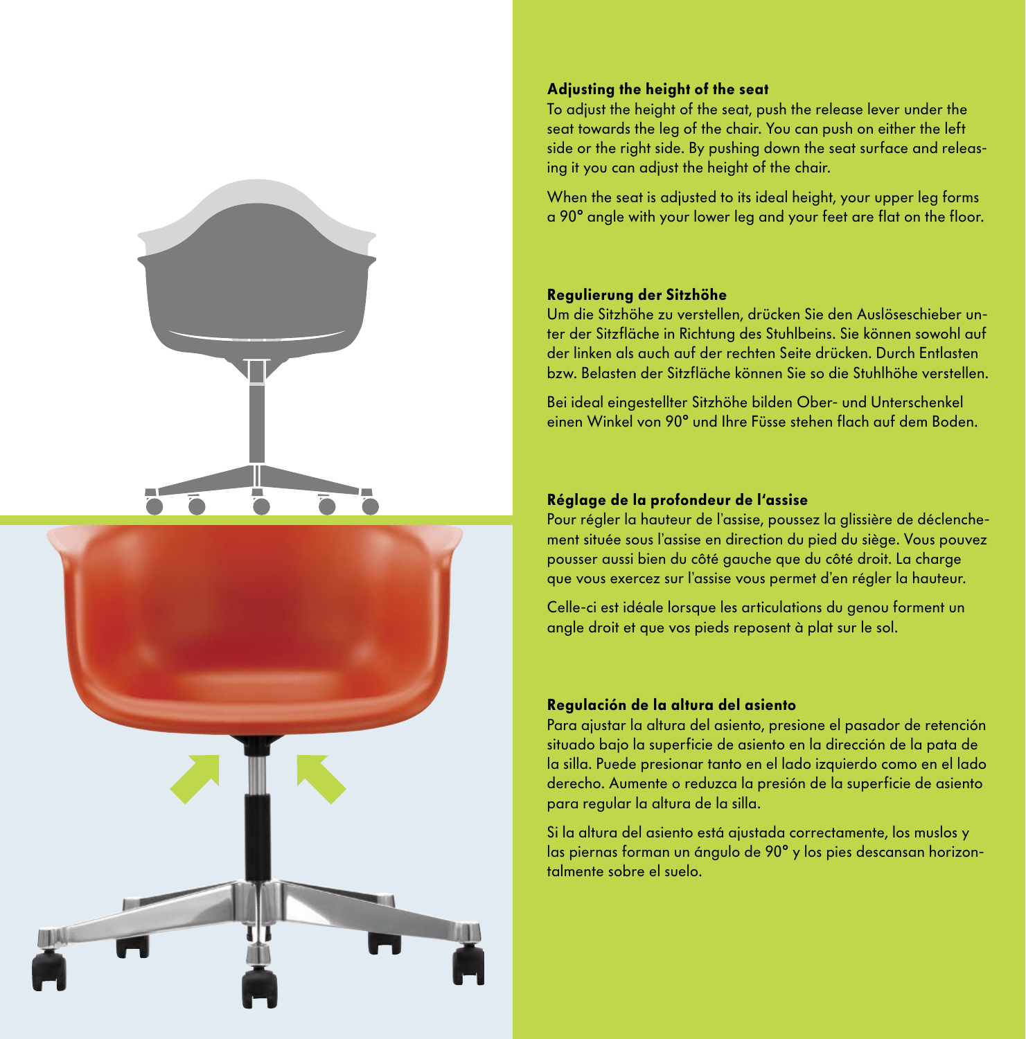### Adjusting the height of the seat

To adjust the height of the seat, push the release lever under the seat towards the leg of the chair. You can push on either the left side or the right side. By pushing down the seat surface and releasing it you can adjust the height of the chair.

When the seat is adjusted to its ideal height, your upper leg forms a 90° angle with your lower leg and your feet are flat on the floor.

### Regulierung der Sitzhöhe

Um die Sitzhöhe zu verstellen, drücken Sie den Auslöseschieber unter der Sitzfläche in Richtung des Stuhlbeins. Sie können sowohl auf der linken als auch auf der rechten Seite drücken. Durch Entlasten bzw. Belasten der Sitzfläche können Sie so die Stuhlhöhe verstellen.

Bei ideal eingestellter Sitzhöhe bilden Ober- und Unterschenkel einen Winkel von 90° und Ihre Füsse stehen flach auf dem Boden.

### Réglage de la profondeur de l'assise

Pour régler la hauteur de l'assise, poussez la glissière de déclenchement située sous l'assise en direction du pied du siège. Vous pouvez pousser aussi bien du côté gauche que du côté droit. La charge que vous exercez sur l'assise vous permet d'en régler la hauteur.

Celle-ci est idéale lorsque les articulations du genou forment un angle droit et que vos pieds reposent à plat sur le sol.

### Regulación de la altura del asiento

Para ajustar la altura del asiento, presione el pasador de retención situado bajo la superficie de asiento en la dirección de la pata de la silla. Puede presionar tanto en el lado izquierdo como en el lado derecho. Aumente o reduzca la presión de la superficie de asiento para regular la altura de la silla.

Si la altura del asiento está ajustada correctamente, los muslos y las piernas forman un ángulo de 90° y los pies descansan horizontalmente sobre el suelo.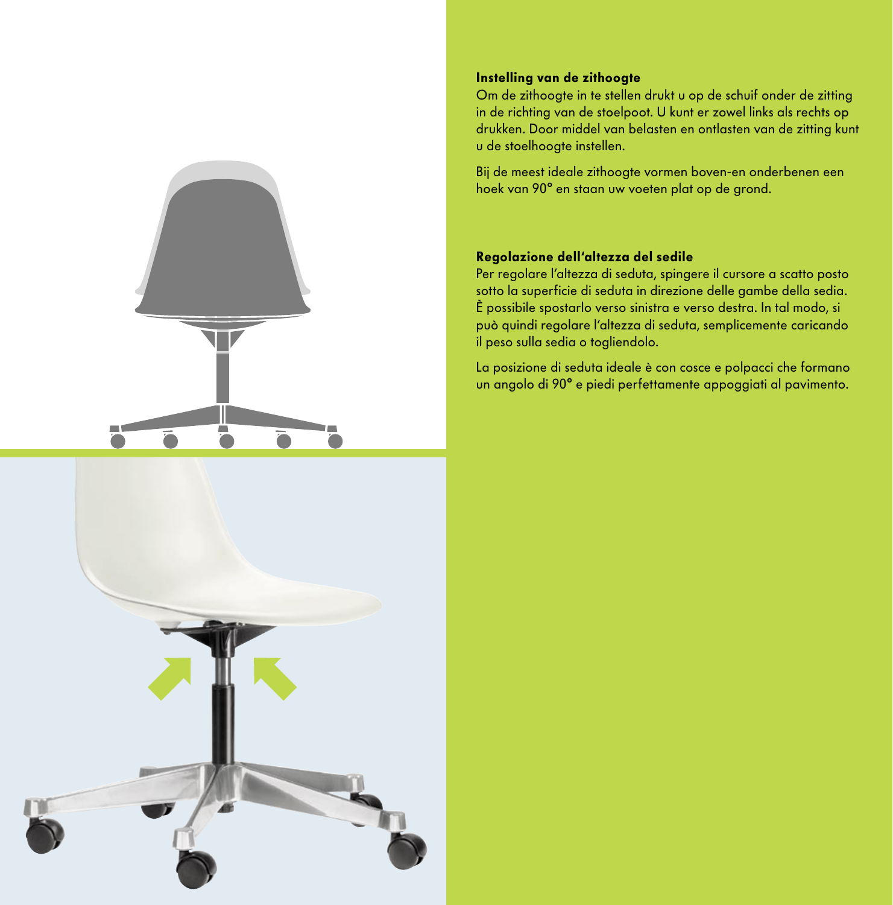### Instelling van de zithoogte

Om de zithoogte in te stellen drukt u op de schuif onder de zitting in de richting van de stoelpoot. U kunt er zowel links als rechts op drukken. Door middel van belasten en ontlasten van de zitting kunt u de stoelhoogte instellen.

Bij de meest ideale zithoogte vormen boven-en onderbenen een hoek van 90° en staan uw voeten plat op de grond.

### Regolazione dell'altezza del sedile

Per regolare l'altezza di seduta, spingere il cursore a scatto posto sotto la superficie di seduta in direzione delle gambe della sedia. È possibile spostarlo verso sinistra e verso destra. In tal modo, si può quindi regolare l'altezza di seduta, semplicemente caricando il peso sulla sedia o togliendolo.

La posizione di seduta ideale è con cosce e polpacci che formano un angolo di 90° e piedi perfettamente appoggiati al pavimento.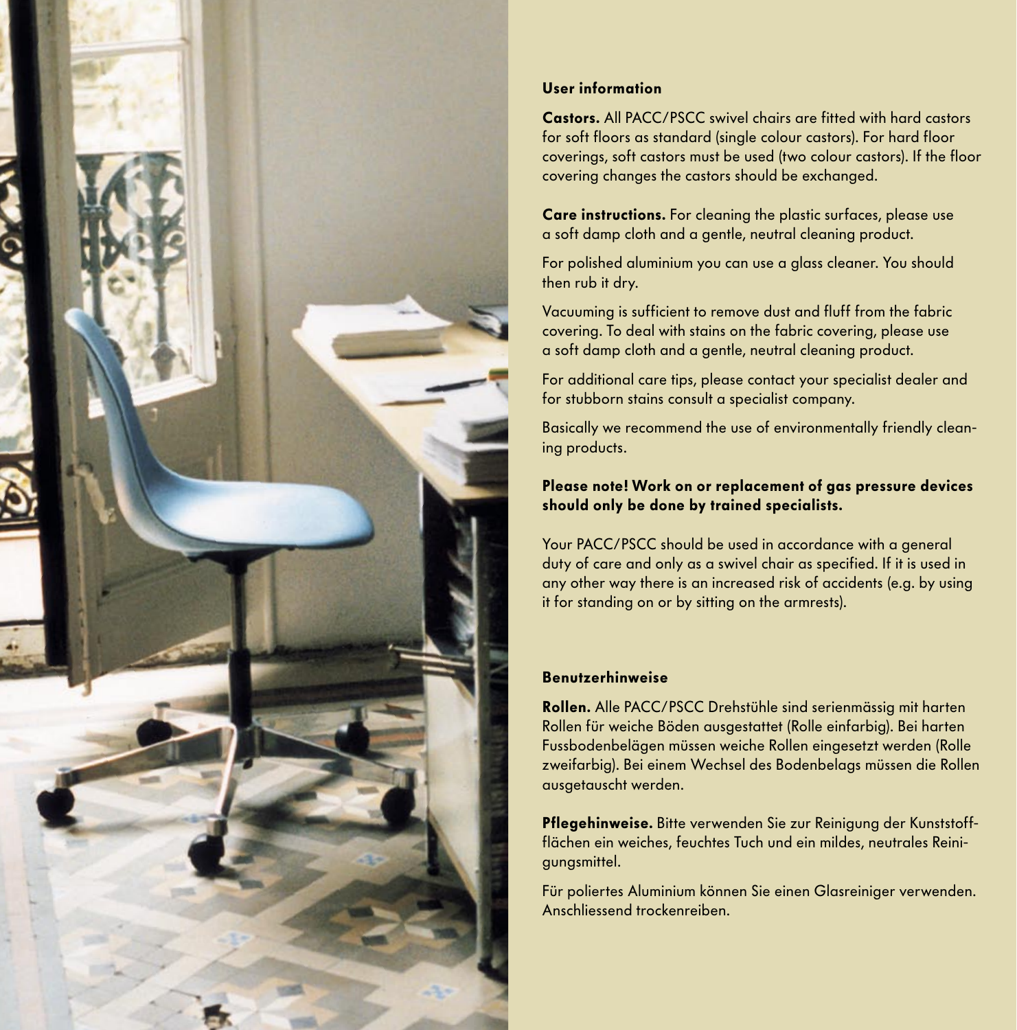## User information

**Castors.** All PACC/PSCC swivel chairs are fitted with hard castors for soft floors as standard (single colour castors). For hard floor coverings, soft castors must be used (two colour castors). If the floor covering changes the castors should be exchanged.

**Care instructions.** For cleaning the plastic surfaces, please use a soft damp cloth and a gentle, neutral cleaning product.

For polished aluminium you can use a glass cleaner. You should then rub it dry.

Vacuuming is sufficient to remove dust and fluff from the fabric covering. To deal with stains on the fabric covering, please use a soft damp cloth and a gentle, neutral cleaning product.

For additional care tips, please contact your specialist dealer and for stubborn stains consult a specialist company.

Basically we recommend the use of environmentally friendly cleaning products.

**Please note! Work on or replacement of gas pressure devices should only be done by trained specialists.**

Your PACC/PSCC should be used in accordance with a general duty of care and only as a swivel chair as specified. If it is used in any other way there is an increased risk of accidents (e.g. by using it for standing on or by sitting on the armrests).

## Benutzerhinweise

**Rollen.** Alle PACC/PSCC Drehstühle sind serienmässig mit harten Rollen für weiche Böden ausgestattet (Rolle einfarbig). Bei harten Fussbodenbelägen müssen weiche Rollen eingesetzt werden (Rolle zweifarbig). Bei einem Wechsel des Bodenbelags müssen die Rollen ausgetauscht werden.

**Pflegehinweise.** Bitte verwenden Sie zur Reinigung der Kunststoffflächen ein weiches, feuchtes Tuch und ein mildes, neutrales Reinigungsmittel.

Für poliertes Aluminium können Sie einen Glasreiniger verwenden. Anschliessend trockenreiben.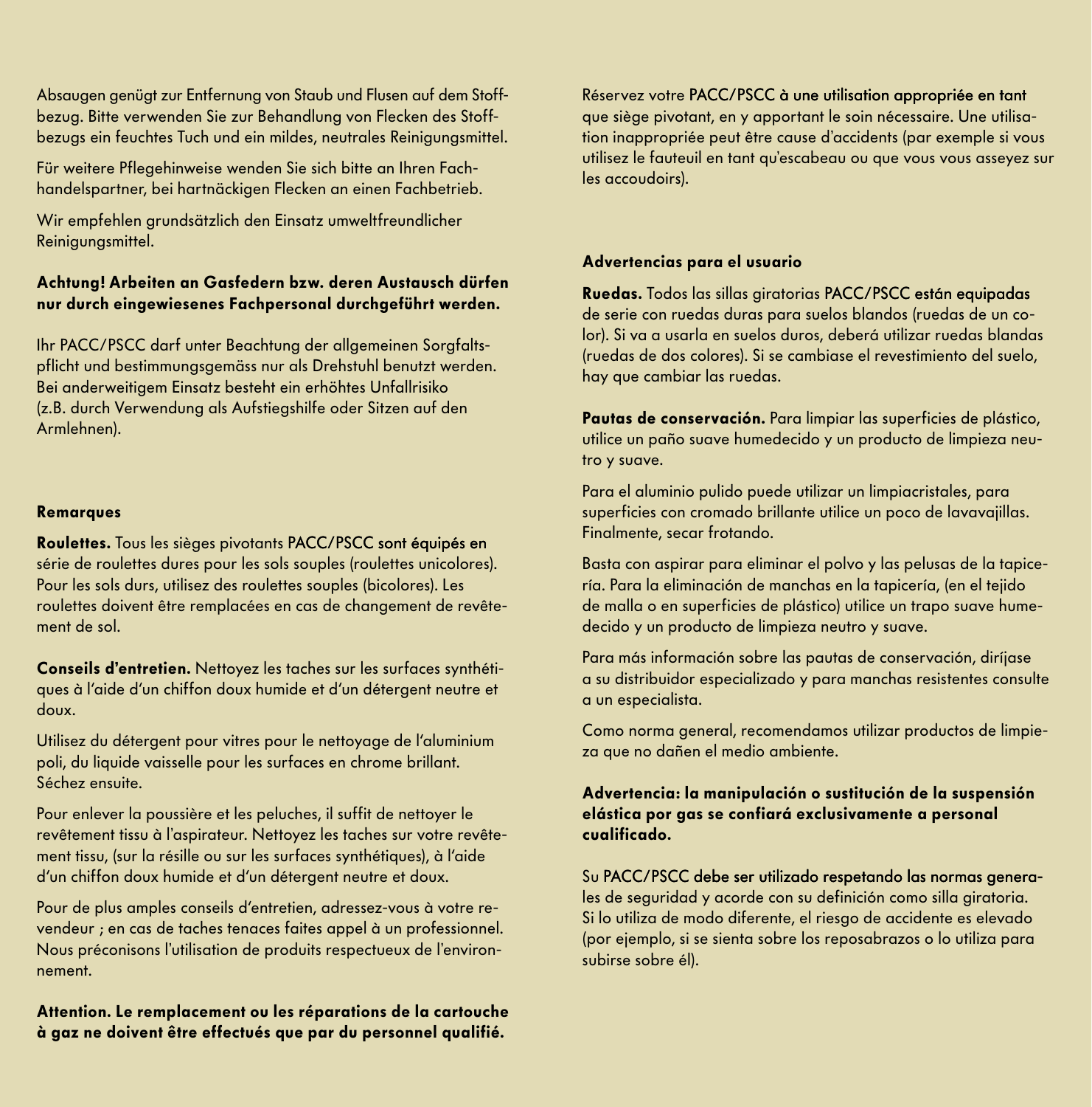Absaugen genügt zur Entfernung von Staub und Flusen auf dem Stoffbezug. Bitte verwenden Sie zur Behandlung von Flecken des Stoffbezugs ein feuchtes Tuch und ein mildes, neutrales Reinigungsmittel.

Für weitere Pflegehinweise wenden Sie sich bitte an Ihren Fachhandelspartner, bei hartnäckigen Flecken an einen Fachbetrieb.

Wir empfehlen grundsätzlich den Einsatz umweltfreundlicher Reinigungsmittel.

**Achtung! Arbeiten an Gasfedern bzw. deren Austausch dürfen nur durch eingewiesenes Fachpersonal durchgeführt werden.**

Ihr PACC/PSCC darf unter Beachtung der allgemeinen Sorgfaltspflicht und bestimmungsgemäss nur als Drehstuhl benutzt werden. Bei anderweitigem Einsatz besteht ein erhöhtes Unfallrisiko (z.B. durch Verwendung als Aufstiegshilfe oder Sitzen auf den Armlehnen).

### Remarques

**Roulettes.** Tous les sièges pivotants PACC/PSCC sont équipés en série de roulettes dures pour les sols souples (roulettes unicolores). Pour les sols durs, utilisez des roulettes souples (bicolores). Les roulettes doivent être remplacées en cas de changement de revêtement de sol.

**Conseils d'entretien.** Nettoyez les taches sur les surfaces synthétiques à l'aide d'un chiffon doux humide et d'un détergent neutre et doux.

Utilisez du détergent pour vitres pour le nettoyage de l'aluminium poli, du liquide vaisselle pour les surfaces en chrome brillant. Séchez ensuite.

Pour enlever la poussière et les peluches, il suffit de nettoyer le revêtement tissu à l'aspirateur. Nettoyez les taches sur votre revêtement tissu, (sur la résille ou sur les surfaces synthétiques), à l'aide d'un chiffon doux humide et d'un détergent neutre et doux.

Pour de plus amples conseils d'entretien, adressez-vous à votre revendeur ; en cas de taches tenaces faites appel à un professionnel. Nous préconisons l'utilisation de produits respectueux de l'environnement.

**Attention. Le remplacement ou les réparations de la cartouche à gaz ne doivent être effectués que par du personnel qualifié.**

Réservez votre PACC/PSCC à une utilisation appropriée en tant que siège pivotant, en y apportant le soin nécessaire. Une utilisation inappropriée peut être cause d'accidents (par exemple si vous utilisez le fauteuil en tant qu'escabeau ou que vous vous asseyez sur les accoudoirs).

### Advertencias para el usuario

**Ruedas.** Todos las sillas giratorias PACC/PSCC están equipadas de serie con ruedas duras para suelos blandos (ruedas de un color). Si va a usarla en suelos duros, deberá utilizar ruedas blandas (ruedas de dos colores). Si se cambiase el revestimiento del suelo, hay que cambiar las ruedas.

**Pautas de conservación.** Para limpiar las superficies de plástico, utilice un paño suave humedecido y un producto de limpieza neutro y suave.

Para el aluminio pulido puede utilizar un limpiacristales, para superficies con cromado brillante utilice un poco de lavavajillas. Finalmente, secar frotando.

Basta con aspirar para eliminar el polvo y las pelusas de la tapicería. Para la eliminación de manchas en la tapicería, (en el tejido de malla o en superficies de plástico) utilice un trapo suave humedecido y un producto de limpieza neutro y suave.

Para más información sobre las pautas de conservación, diríjase a su distribuidor especializado y para manchas resistentes consulte a un especialista.

Como norma general, recomendamos utilizar productos de limpieza que no dañen el medio ambiente.

**Advertencia: la manipulación o sustitución de la suspensión elástica por gas se confiará exclusivamente a personal cualificado.**

Su PACC/PSCC debe ser utilizado respetando las normas generales de seguridad y acorde con su definición como silla giratoria. Si lo utiliza de modo diferente, el riesgo de accidente es elevado (por ejemplo, si se sienta sobre los reposabrazos o lo utiliza para subirse sobre él).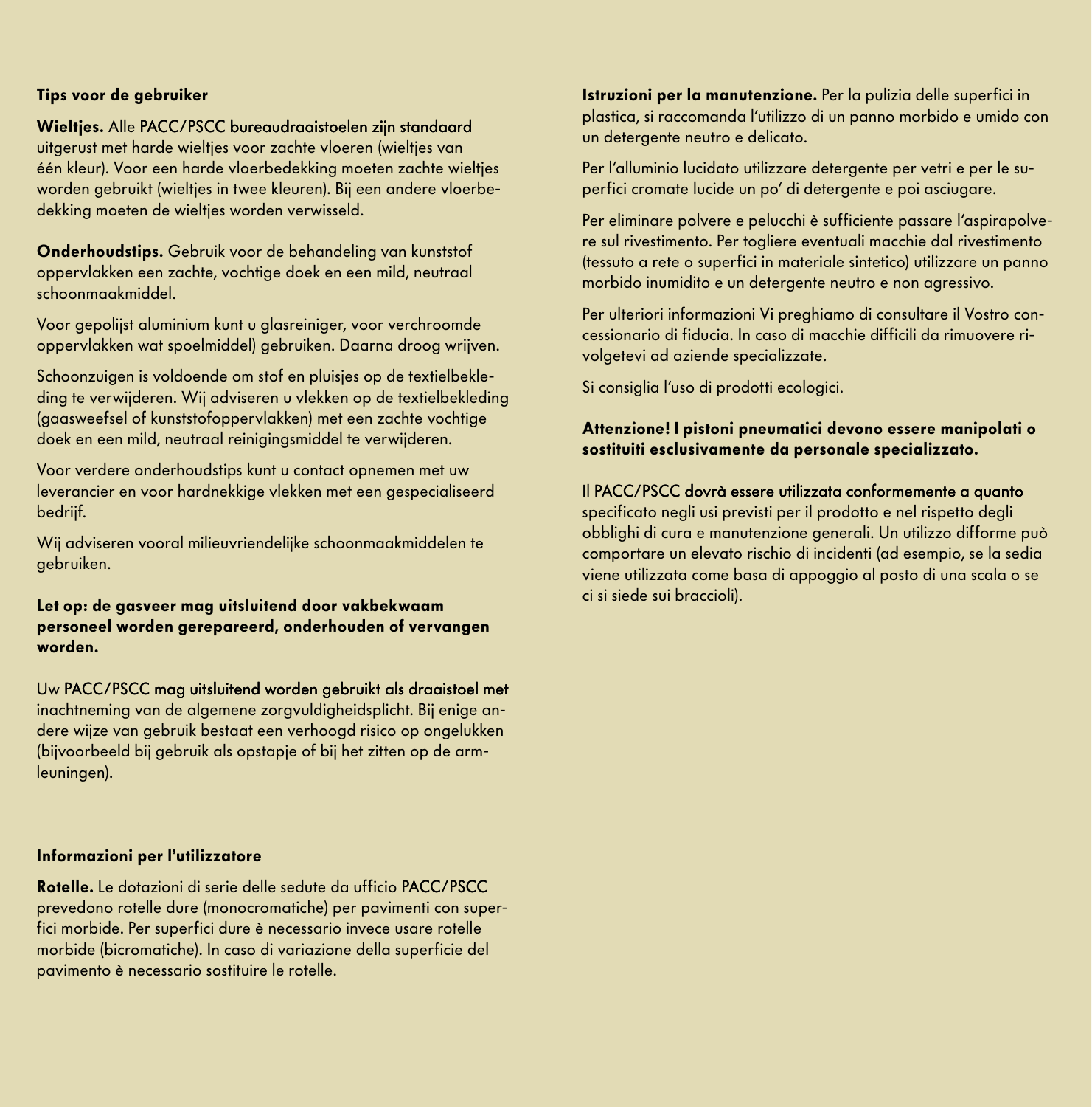## Tips voor de gebruiker

**Wieltjes.** Alle PACC/PSCC bureaudraaistoelen zijn standaard uitgerust met harde wieltjes voor zachte vloeren (wieltjes van één kleur). Voor een harde vloerbedekking moeten zachte wieltjes worden gebruikt (wieltjes in twee kleuren). Bij een andere vloerbedekking moeten de wieltjes worden verwisseld.

**Onderhoudstips.** Gebruik voor de behandeling van kunststof oppervlakken een zachte, vochtige doek en een mild, neutraal schoonmaakmiddel.

Voor gepolijst aluminium kunt u glasreiniger, voor verchroomde oppervlakken wat spoelmiddel) gebruiken. Daarna droog wrijven.

Schoonzuigen is voldoende om stof en pluisjes op de textielbekleding te verwijderen. Wij adviseren u vlekken op de textielbekleding (gaasweefsel of kunststofoppervlakken) met een zachte vochtige doek en een mild, neutraal reinigingsmiddel te verwijderen.

Voor verdere onderhoudstips kunt u contact opnemen met uw leverancier en voor hardnekkige vlekken met een gespecialiseerd bedrijf.

Wij adviseren vooral milieuvriendelijke schoonmaakmiddelen te gebruiken.

**Let op: de gasveer mag uitsluitend door vakbekwaam personeel worden gerepareerd, onderhouden of vervangen worden.**

Uw PACC/PSCC mag uitsluitend worden gebruikt als draaistoel met inachtneming van de algemene zorgvuldigheidsplicht. Bij enige andere wijze van gebruik bestaat een verhoogd risico op ongelukken (bijvoorbeeld bij gebruik als opstapje of bij het zitten op de armleuningen).

## Informazioni per l'utilizzatore

**Rotelle.** Le dotazioni di serie delle sedute da ufficio PACC/PSCC prevedono rotelle dure (monocromatiche) per pavimenti con superfici morbide. Per superfici dure è necessario invece usare rotelle morbide (bicromatiche). In caso di variazione della superficie del pavimento è necessario sostituire le rotelle.

**Istruzioni per la manutenzione.** Per la pulizia delle superfici in plastica, si raccomanda l'utilizzo di un panno morbido e umido con un detergente neutro e delicato.

Per l'alluminio lucidato utilizzare detergente per vetri e per le superfici cromate lucide un po' di detergente e poi asciugare.

Per eliminare polvere e pelucchi è sufficiente passare l'aspirapolvere sul rivestimento. Per togliere eventuali macchie dal rivestimento (tessuto a rete o superfici in materiale sintetico) utilizzare un panno morbido inumidito e un detergente neutro e non agressivo.

Per ulteriori informazioni Vi preghiamo di consultare il Vostro concessionario di fiducia. In caso di macchie difficili da rimuovere rivolgetevi ad aziende specializzate.

Si consiglia l'uso di prodotti ecologici.

**Attenzione! I pistoni pneumatici devono essere manipolati o sostituiti esclusivamente da personale specializzato.**

Il PACC/PSCC dovrà essere utilizzata conformemente a quanto specificato negli usi previsti per il prodotto e nel rispetto degli obblighi di cura e manutenzione generali. Un utilizzo difforme può comportare un elevato rischio di incidenti (ad esempio, se la sedia viene utilizzata come basa di appoggio al posto di una scala o se ci si siede sui braccioli).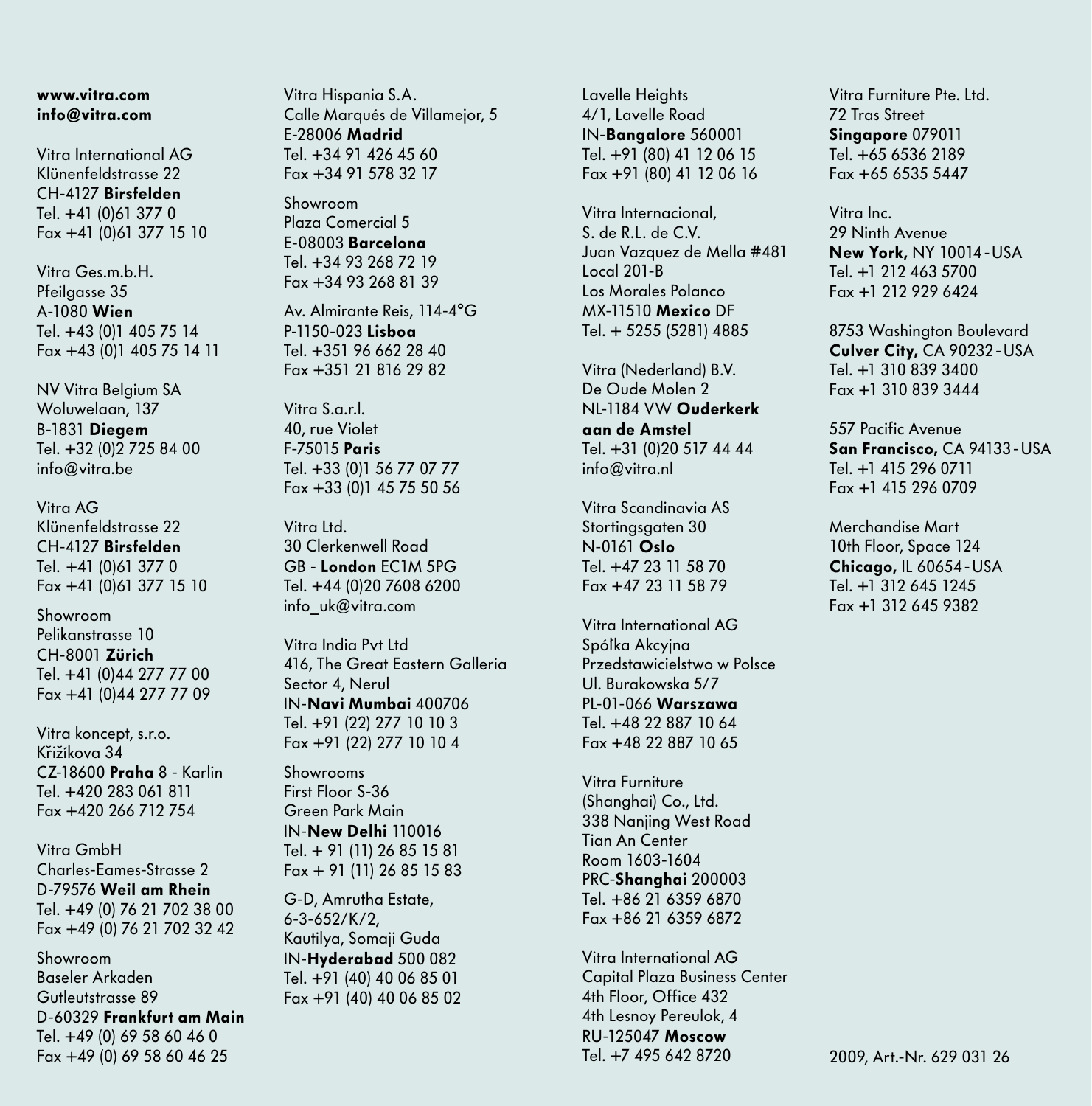**www.vitra.com**
**info@vitra.com**

Vitra International AG
Klünenfeldstrasse 22
CH-4127 **Birsfelden**
Tel. +41 (0)61 377 0
Fax +41 (0)61 377 15 10

Vitra Ges.m.b.H.
Pfeilgasse 35
A-1080 **Wien**
Tel. +43 (0)1 405 75 14
Fax +43 (0)1 405 75 14 11

NV Vitra Belgium SA
Woluwelaan, 137
B-1831 **Diegem**
Tel. +32 (0)2 725 84 00
info@vitra.be

Vitra AG
Klünenfeldstrasse 22
CH-4127 **Birsfelden**
Tel. +41 (0)61 377 0
Fax +41 (0)61 377 15 10

Showroom
Pelikanstrasse 10
CH-8001 **Zürich**
Tel. +41 (0)44 277 77 00
Fax +41 (0)44 277 77 09

Vitra koncept, s.r.o.
Křižíkova 34
CZ-18600 **Praha** 8 - Karlin
Tel. +420 283 061 811
Fax +420 266 712 754

Vitra GmbH
Charles-Eames-Strasse 2
D-79576 **Weil am Rhein**
Tel. +49 (0) 76 21 702 38 00
Fax +49 (0) 76 21 702 32 42

Showroom
Baseler Arkaden
Gutleutstrasse 89
D-60329 **Frankfurt am Main**
Tel. +49 (0) 69 58 60 46 0
Fax +49 (0) 69 58 60 46 25

Vitra Hispania S.A.
Calle Marqués de Villamejor, 5
E-28006 **Madrid**
Tel. +34 91 426 45 60
Fax +34 91 578 32 17

Showroom
Plaza Comercial 5
E-08003 **Barcelona**
Tel. +34 93 268 72 19
Fax +34 93 268 81 39

Av. Almirante Reis, 114-4°G
P-1150-023 **Lisboa**
Tel. +351 96 662 28 40
Fax +351 21 816 29 82

Vitra S.a.r.l.
40, rue Violet
F-75015 **Paris**
Tel. +33 (0)1 56 77 07 77
Fax +33 (0)1 45 75 50 56

Vitra Ltd.
30 Clerkenwell Road
GB - **London** EC1M 5PG
Tel. +44 (0)20 7608 6200
info_uk@vitra.com

Vitra India Pvt Ltd
416, The Great Eastern Galleria
Sector 4, Nerul
IN-**Navi Mumbai** 400706
Tel. +91 (22) 277 10 10 3
Fax +91 (22) 277 10 10 4

Showrooms
First Floor S-36
Green Park Main
IN-**New Delhi** 110016
Tel. + 91 (11) 26 85 15 81
Fax + 91 (11) 26 85 15 83

G-D, Amrutha Estate,
6-3-652/K/2,
Kautilya, Somaji Guda
IN-**Hyderabad** 500 082
Tel. +91 (40) 40 06 85 01
Fax +91 (40) 40 06 85 02

Lavelle Heights
4/1, Lavelle Road
IN-**Bangalore** 560001
Tel. +91 (80) 41 12 06 15
Fax +91 (80) 41 12 06 16

Vitra Internacional,
S. de R.L. de C.V.
Juan Vazquez de Mella #481
Local 201-B
Los Morales Polanco
MX-11510 **Mexico** DF
Tel. + 5255 (5281) 4885

Vitra (Nederland) B.V.
De Oude Molen 2
NL-1184 VW **Ouderkerk aan de Amstel**
Tel. +31 (0)20 517 44 44
info@vitra.nl

Vitra Scandinavia AS
Stortingsgaten 30
N-0161 **Oslo**
Tel. +47 23 11 58 70
Fax +47 23 11 58 79

Vitra International AG
Spółka Akcyjna
Przedstawicielstwo w Polsce
Ul. Burakowska 5/7
PL-01-066 **Warszawa**
Tel. +48 22 887 10 64
Fax +48 22 887 10 65

Vitra Furniture
(Shanghai) Co., Ltd.
338 Nanjing West Road
Tian An Center
Room 1603-1604
PRC-**Shanghai** 200003
Tel. +86 21 6359 6870
Fax +86 21 6359 6872

Vitra International AG
Capital Plaza Business Center
4th Floor, Office 432
4th Lesnoy Pereulok, 4
RU-125047 **Moscow**
Tel. +7 495 642 8720

Vitra Furniture Pte. Ltd.
72 Tras Street
**Singapore** 079011
Tel. +65 6536 2189
Fax +65 6535 5447

Vitra Inc.
29 Ninth Avenue
**New York,** NY 10014 - USA
Tel. +1 212 463 5700
Fax +1 212 929 6424

8753 Washington Boulevard
**Culver City,** CA 90232 - USA
Tel. +1 310 839 3400
Fax +1 310 839 3444

557 Pacific Avenue
**San Francisco,** CA 94133 - USA
Tel. +1 415 296 0711
Fax +1 415 296 0709

Merchandise Mart
10th Floor, Space 124
**Chicago,** IL 60654 - USA
Tel. +1 312 645 1245
Fax +1 312 645 9382

2009, Art.-Nr. 629 031 26